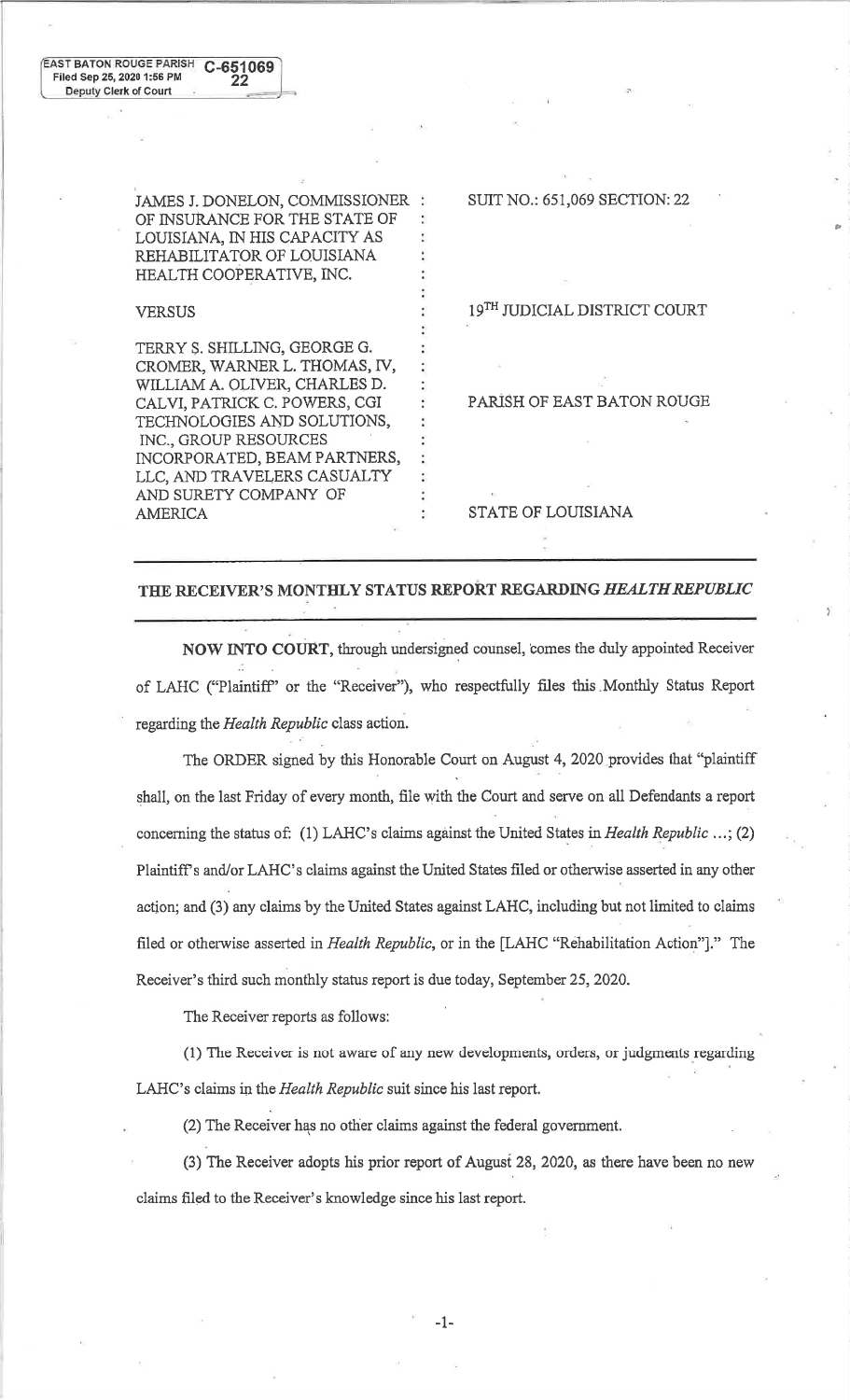EAST BATON ROUGE PARISH C-651069
Filed Sep 25, 2020 1:56 PM 22
Deputy Clerk of Court

| | | |
|---|---|---|
| JAMES J. DONELON, COMMISSIONER OF INSURANCE FOR THE STATE OF LOUISIANA, IN HIS CAPACITY AS REHABILITATOR OF LOUISIANA HEALTH COOPERATIVE, INC. | : | SUIT NO.: 651,069 SECTION: 22 |
| VERSUS | : | 19[TH] JUDICIAL DISTRICT COURT |
| TERRY S. SHILLING, GEORGE G. CROMER, WARNER L. THOMAS, IV, WILLIAM A. OLIVER, CHARLES D. CALVI, PATRICK C. POWERS, CGI TECHNOLOGIES AND SOLUTIONS, INC., GROUP RESOURCES INCORPORATED, BEAM PARTNERS, LLC, AND TRAVELERS CASUALTY AND SURETY COMPANY OF AMERICA | : | PARISH OF EAST BATON ROUGE |
| | | STATE OF LOUISIANA |

## THE RECEIVER'S MONTHLY STATUS REPORT REGARDING *HEALTH REPUBLIC*

**NOW INTO COURT**, through undersigned counsel, comes the duly appointed Receiver of LAHC ("Plaintiff" or the "Receiver"), who respectfully files this Monthly Status Report regarding the *Health Republic* class action.

The ORDER signed by this Honorable Court on August 4, 2020 provides that "plaintiff shall, on the last Friday of every month, file with the Court and serve on all Defendants a report concerning the status of: (1) LAHC's claims against the United States in *Health Republic* ...; (2) Plaintiff's and/or LAHC's claims against the United States filed or otherwise asserted in any other action; and (3) any claims by the United States against LAHC, including but not limited to claims filed or otherwise asserted in *Health Republic*, or in the [LAHC "Rehabilitation Action"]." The Receiver's third such monthly status report is due today, September 25, 2020.

The Receiver reports as follows:

(1) The Receiver is not aware of any new developments, orders, or judgments regarding LAHC's claims in the *Health Republic* suit since his last report.

(2) The Receiver has no other claims against the federal government.

(3) The Receiver adopts his prior report of August 28, 2020, as there have been no new claims filed to the Receiver's knowledge since his last report.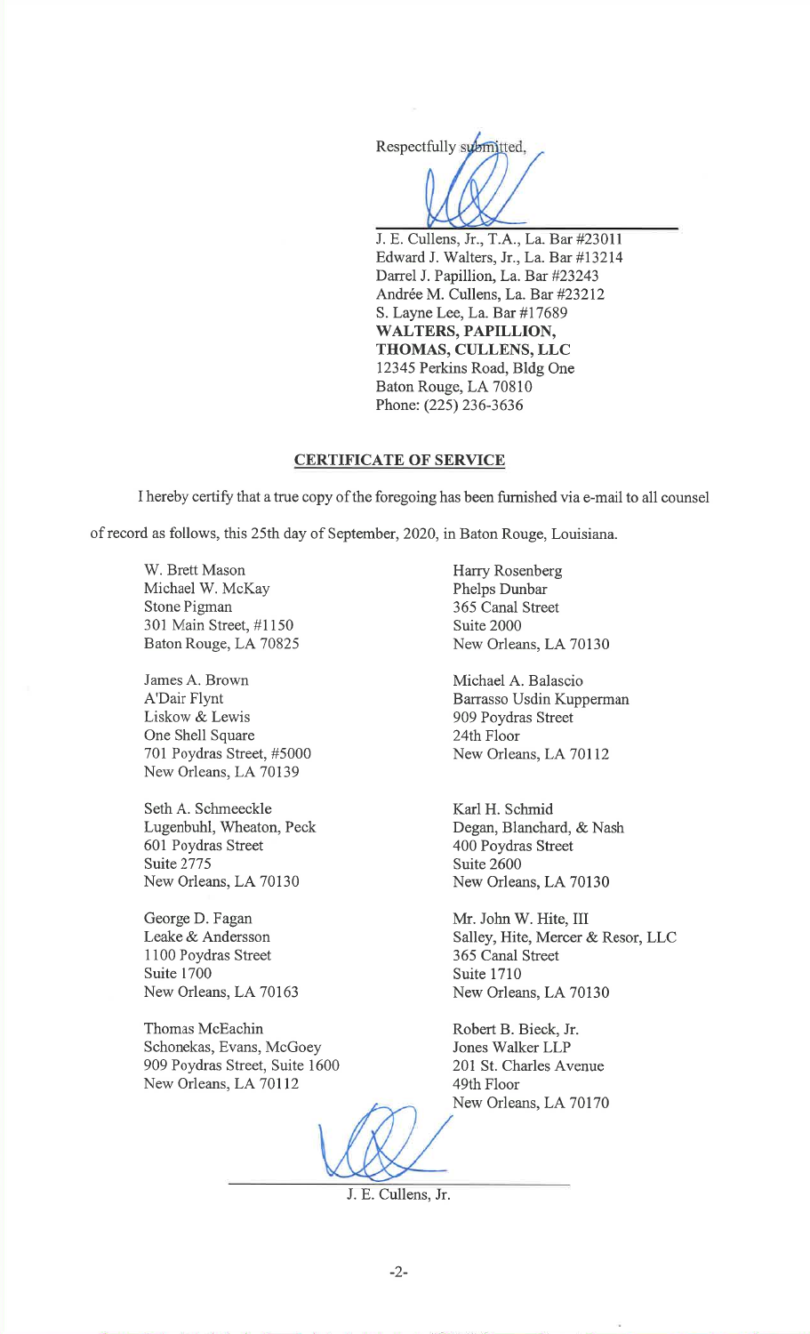Respectfully submitted,

J. E. Cullens, Jr., T.A., La. Bar #23011
Edward J. Walters, Jr., La. Bar #13214
Darrel J. Papillion, La. Bar #23243
Andrée M. Cullens, La. Bar #23212
S. Layne Lee, La. Bar #17689
**WALTERS, PAPILLION, THOMAS, CULLENS, LLC**
12345 Perkins Road, Bldg One
Baton Rouge, LA 70810
Phone: (225) 236-3636

## CERTIFICATE OF SERVICE

I hereby certify that a true copy of the foregoing has been furnished via e-mail to all counsel of record as follows, this 25th day of September, 2020, in Baton Rouge, Louisiana.

W. Brett Mason
Michael W. McKay
Stone Pigman
301 Main Street, #1150
Baton Rouge, LA 70825

James A. Brown
A'Dair Flynt
Liskow & Lewis
One Shell Square
701 Poydras Street, #5000
New Orleans, LA 70139

Seth A. Schmeeckle
Lugenbuhl, Wheaton, Peck
601 Poydras Street
Suite 2775
New Orleans, LA 70130

George D. Fagan
Leake & Andersson
1100 Poydras Street
Suite 1700
New Orleans, LA 70163

Thomas McEachin
Schonekas, Evans, McGoey
909 Poydras Street, Suite 1600
New Orleans, LA 70112

Harry Rosenberg
Phelps Dunbar
365 Canal Street
Suite 2000
New Orleans, LA 70130

Michael A. Balascio
Barrasso Usdin Kupperman
909 Poydras Street
24th Floor
New Orleans, LA 70112

Karl H. Schmid
Degan, Blanchard, & Nash
400 Poydras Street
Suite 2600
New Orleans, LA 70130

Mr. John W. Hite, III
Salley, Hite, Mercer & Resor, LLC
365 Canal Street
Suite 1710
New Orleans, LA 70130

Robert B. Bieck, Jr.
Jones Walker LLP
201 St. Charles Avenue
49th Floor
New Orleans, LA 70170

J. E. Cullens, Jr.